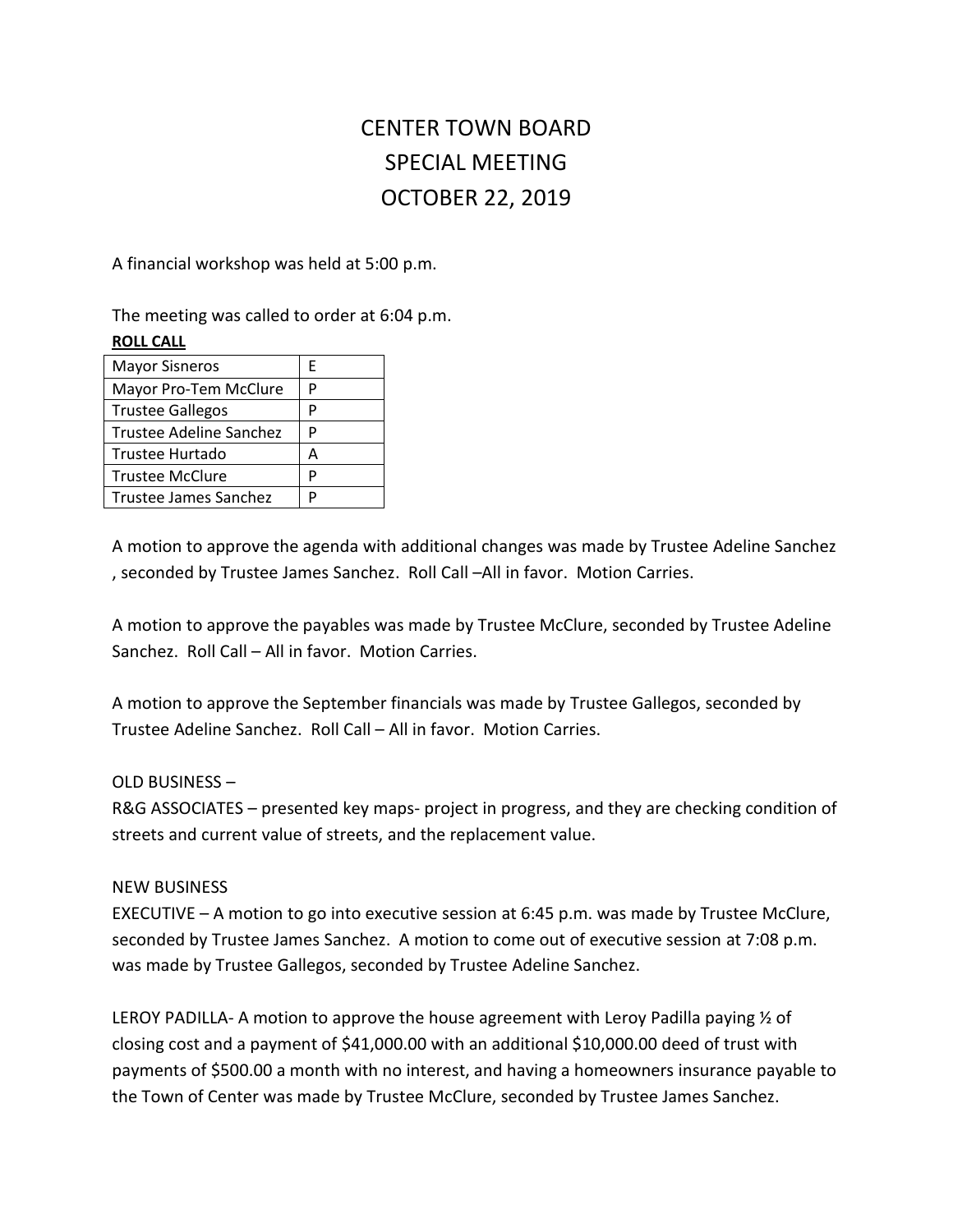# CENTER TOWN BOARD
# SPECIAL MEETING
# OCTOBER 22, 2019

A financial workshop was held at 5:00 p.m.

The meeting was called to order at 6:04 p.m.

**ROLL CALL**

| Mayor Sisneros | E |
|---|---|
| Mayor Pro-Tem McClure | P |
| Trustee Gallegos | P |
| Trustee Adeline Sanchez | P |
| Trustee Hurtado | A |
| Trustee McClure | P |
| Trustee James Sanchez | P |

A motion to approve the agenda with additional changes was made by Trustee Adeline Sanchez , seconded by Trustee James Sanchez. Roll Call –All in favor. Motion Carries.

A motion to approve the payables was made by Trustee McClure, seconded by Trustee Adeline Sanchez. Roll Call – All in favor. Motion Carries.

A motion to approve the September financials was made by Trustee Gallegos, seconded by Trustee Adeline Sanchez. Roll Call – All in favor. Motion Carries.

OLD BUSINESS –

R&G ASSOCIATES – presented key maps- project in progress, and they are checking condition of streets and current value of streets, and the replacement value.

NEW BUSINESS

EXECUTIVE – A motion to go into executive session at 6:45 p.m. was made by Trustee McClure, seconded by Trustee James Sanchez. A motion to come out of executive session at 7:08 p.m. was made by Trustee Gallegos, seconded by Trustee Adeline Sanchez.

LEROY PADILLA- A motion to approve the house agreement with Leroy Padilla paying ½ of closing cost and a payment of $41,000.00 with an additional $10,000.00 deed of trust with payments of $500.00 a month with no interest, and having a homeowners insurance payable to the Town of Center was made by Trustee McClure, seconded by Trustee James Sanchez.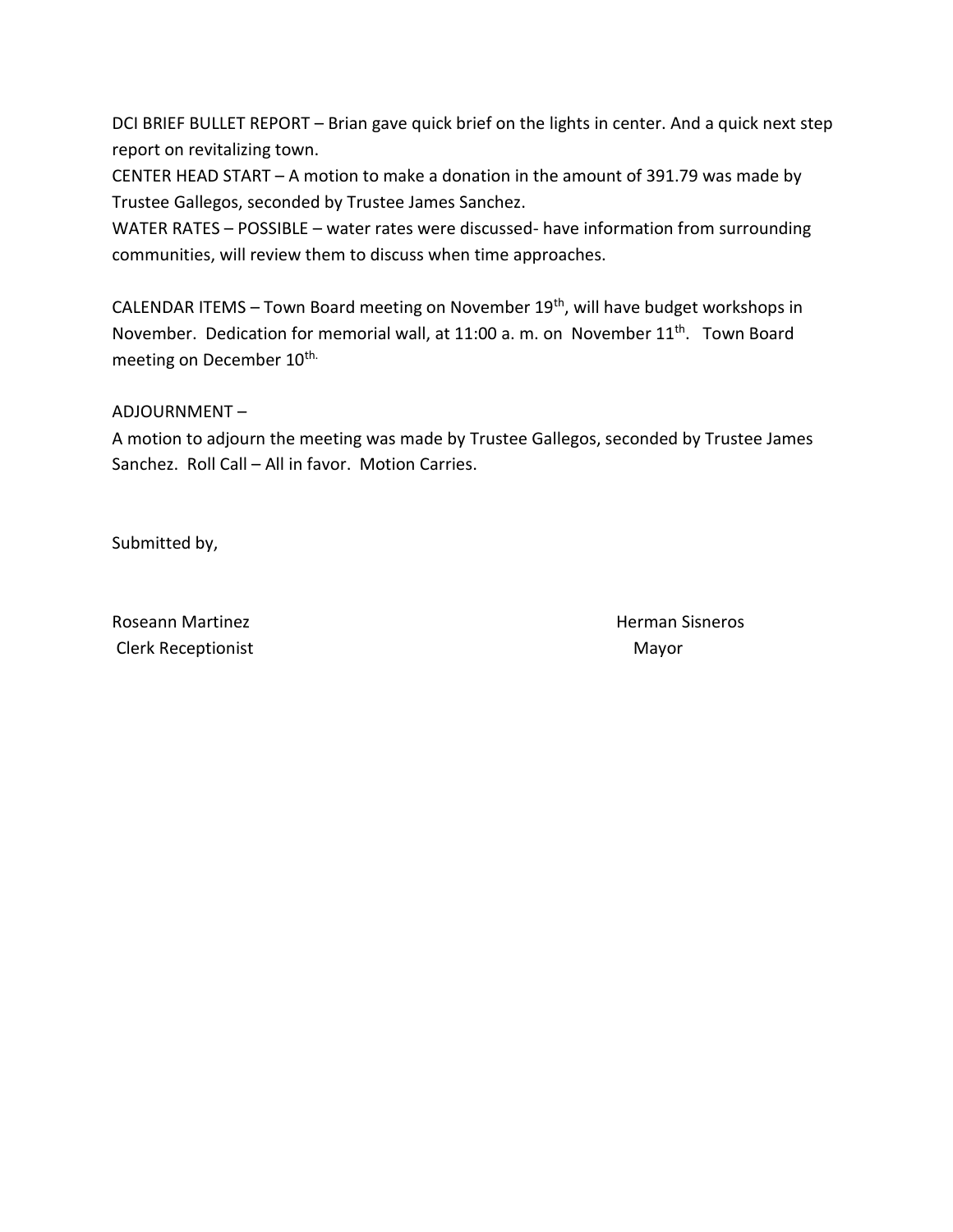DCI BRIEF BULLET REPORT – Brian gave quick brief on the lights in center. And a quick next step report on revitalizing town.

CENTER HEAD START – A motion to make a donation in the amount of 391.79 was made by Trustee Gallegos, seconded by Trustee James Sanchez.

WATER RATES – POSSIBLE – water rates were discussed- have information from surrounding communities, will review them to discuss when time approaches.

CALENDAR ITEMS – Town Board meeting on November 19th, will have budget workshops in November. Dedication for memorial wall, at 11:00 a. m. on November 11th. Town Board meeting on December 10th.

ADJOURNMENT –

A motion to adjourn the meeting was made by Trustee Gallegos, seconded by Trustee James Sanchez. Roll Call – All in favor. Motion Carries.

Submitted by,

Roseann Martinez
Clerk Receptionist

Herman Sisneros
Mayor